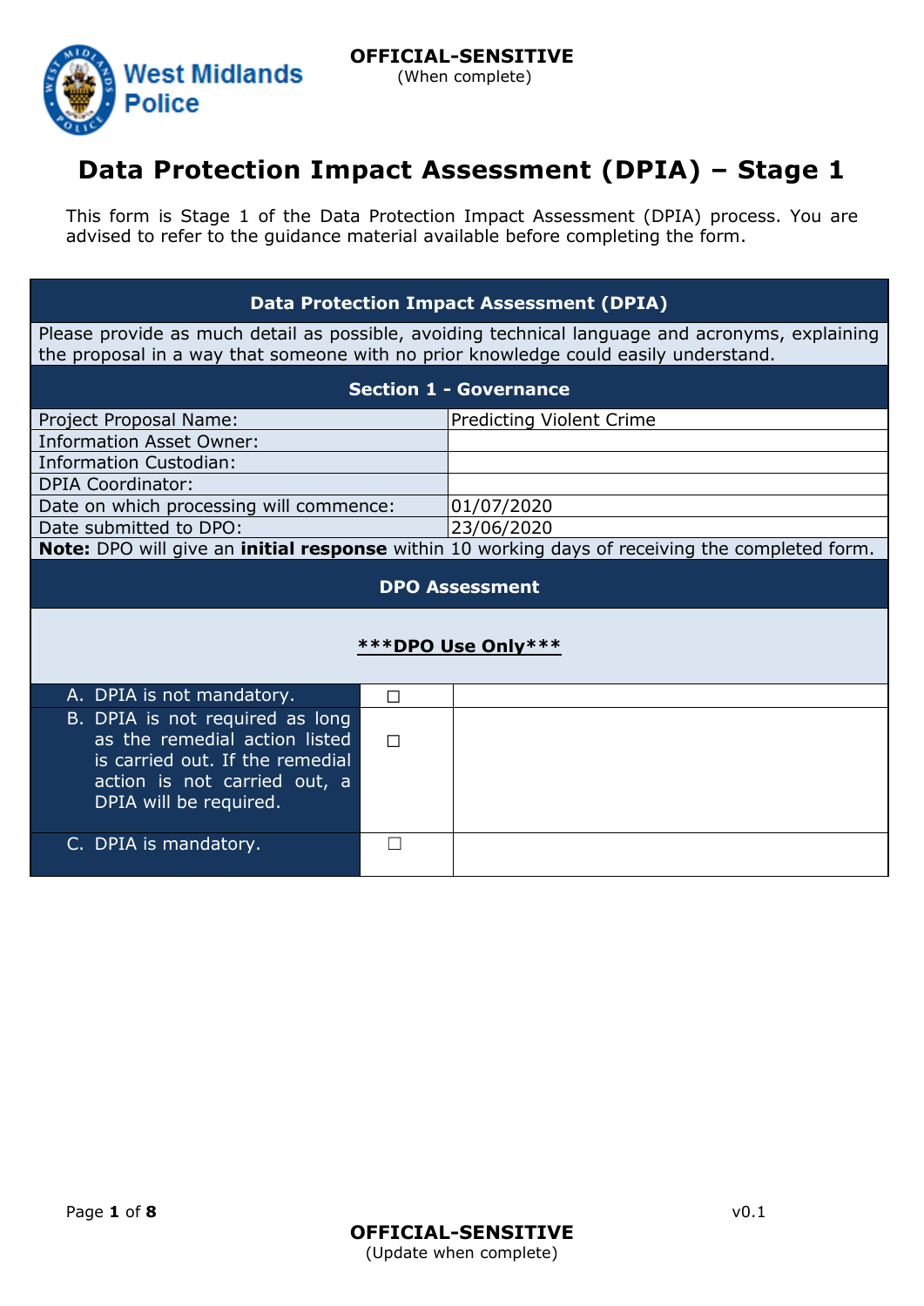**OFFICIAL-SENSITIVE**
(When complete)

# Data Protection Impact Assessment (DPIA) – Stage 1

This form is Stage 1 of the Data Protection Impact Assessment (DPIA) process. You are advised to refer to the guidance material available before completing the form.

| **Data Protection Impact Assessment (DPIA)** | |
|---|---|
| Please provide as much detail as possible, avoiding technical language and acronyms, explaining the proposal in a way that someone with no prior knowledge could easily understand. | |
| **Section 1 - Governance** | |
| Project Proposal Name: | Predicting Violent Crime |
| Information Asset Owner: | |
| Information Custodian: | |
| DPIA Coordinator: | |
| Date on which processing will commence: | 01/07/2020 |
| Date submitted to DPO: | 23/06/2020 |
| **Note:** DPO will give an **initial response** within 10 working days of receiving the completed form. | |

| **DPO Assessment** | | |
|---|---|---|
| **\*\*\*DPO Use Only\*\*\*** | | |
| A. DPIA is not mandatory. | ☐ | |
| B. DPIA is not required as long as the remedial action listed is carried out. If the remedial action is not carried out, a DPIA will be required. | ☐ | |
| C. DPIA is mandatory. | ☐ | |

**OFFICIAL-SENSITIVE**
(Update when complete)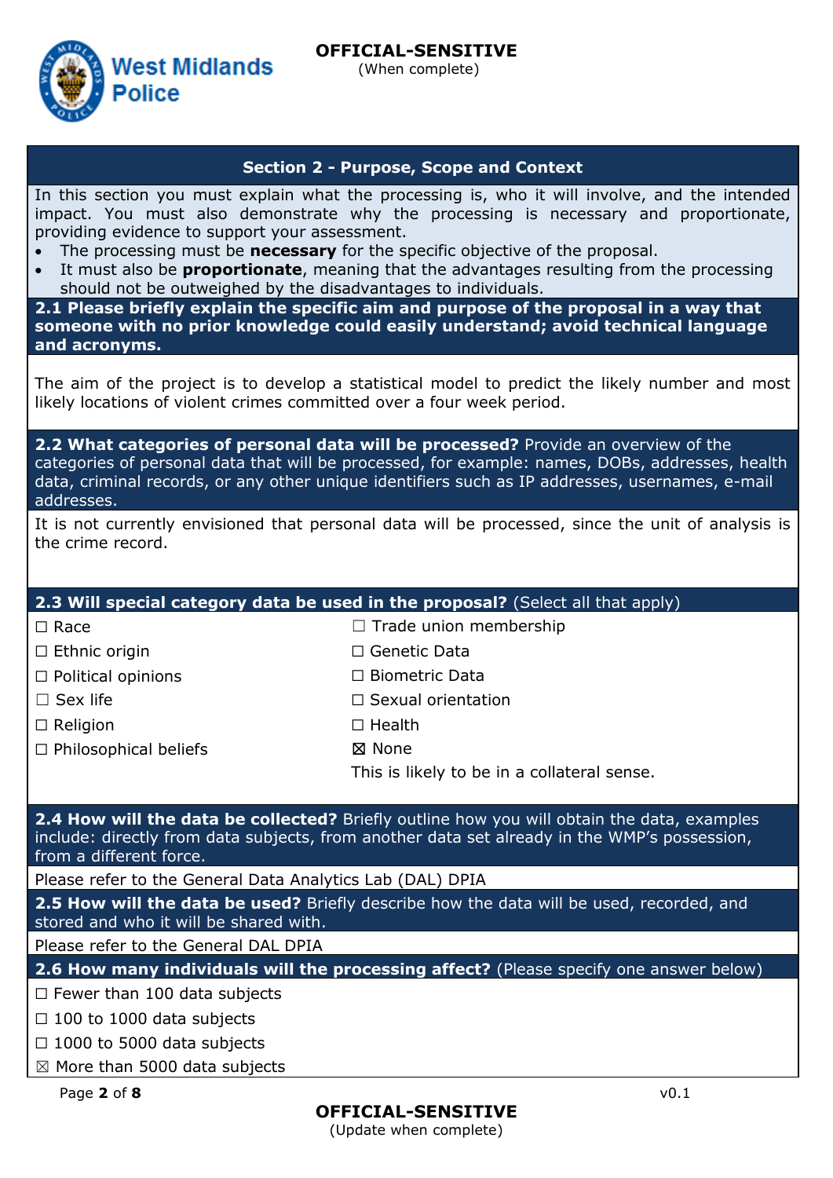**OFFICIAL-SENSITIVE**
(When complete)

## Section 2 - Purpose, Scope and Context

In this section you must explain what the processing is, who it will involve, and the intended impact. You must also demonstrate why the processing is necessary and proportionate, providing evidence to support your assessment.

- The processing must be **necessary** for the specific objective of the proposal.
- It must also be **proportionate**, meaning that the advantages resulting from the processing should not be outweighed by the disadvantages to individuals.

### 2.1 Please briefly explain the specific aim and purpose of the proposal in a way that someone with no prior knowledge could easily understand; avoid technical language and acronyms.

The aim of the project is to develop a statistical model to predict the likely number and most likely locations of violent crimes committed over a four week period.

### 2.2 What categories of personal data will be processed?

Provide an overview of the categories of personal data that will be processed, for example: names, DOBs, addresses, health data, criminal records, or any other unique identifiers such as IP addresses, usernames, e-mail addresses.

It is not currently envisioned that personal data will be processed, since the unit of analysis is the crime record.

### 2.3 Will special category data be used in the proposal? (Select all that apply)

| | |
|---|---|
| ☐ Race | ☐ Trade union membership |
| ☐ Ethnic origin | ☐ Genetic Data |
| ☐ Political opinions | ☐ Biometric Data |
| ☐ Sex life | ☐ Sexual orientation |
| ☐ Religion | ☐ Health |
| ☐ Philosophical beliefs | ☒ None |
| | This is likely to be in a collateral sense. |

### 2.4 How will the data be collected?

Briefly outline how you will obtain the data, examples include: directly from data subjects, from another data set already in the WMP's possession, from a different force.

Please refer to the General Data Analytics Lab (DAL) DPIA

### 2.5 How will the data be used?

Briefly describe how the data will be used, recorded, and stored and who it will be shared with.

Please refer to the General DAL DPIA

### 2.6 How many individuals will the processing affect? (Please specify one answer below)

☐ Fewer than 100 data subjects

☐ 100 to 1000 data subjects

☐ 1000 to 5000 data subjects

☒ More than 5000 data subjects

v0.1

**OFFICIAL-SENSITIVE**
(Update when complete)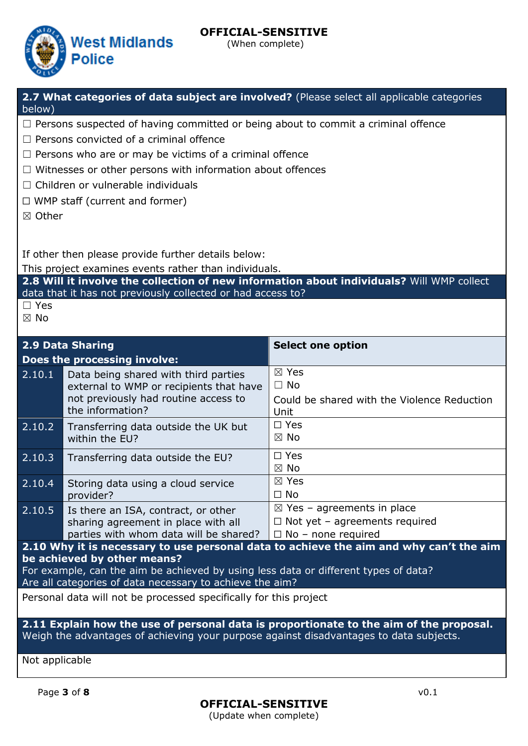| **2.7 What categories of data subject are involved?** (Please select all applicable categories below) |
|---|
| ☐ Persons suspected of having committed or being about to commit a criminal offence |
| ☐ Persons convicted of a criminal offence |
| ☐ Persons who are or may be victims of a criminal offence |
| ☐ Witnesses or other persons with information about offences |
| ☐ Children or vulnerable individuals |
| ☐ WMP staff (current and former) |
| ☒ Other |
| If other then please provide further details below: This project examines events rather than individuals. |

| **2.8 Will it involve the collection of new information about individuals?** Will WMP collect data that it has not previously collected or had access to? |
|---|
| ☐ Yes<br>☒ No |

| **2.9 Data Sharing** | **Does the processing involve:** | **Select one option** |
|---|---|---|
| 2.10.1 | Data being shared with third parties external to WMP or recipients that have not previously had routine access to the information? | ☒ Yes<br>☐ No<br>Could be shared with the Violence Reduction Unit |
| 2.10.2 | Transferring data outside the UK but within the EU? | ☐ Yes<br>☒ No |
| 2.10.3 | Transferring data outside the EU? | ☐ Yes<br>☒ No |
| 2.10.4 | Storing data using a cloud service provider? | ☒ Yes<br>☐ No |
| 2.10.5 | Is there an ISA, contract, or other sharing agreement in place with all parties with whom data will be shared? | ☒ Yes – agreements in place<br>☐ Not yet – agreements required<br>☐ No – none required |

| **2.10 Why it is necessary to use personal data to achieve the aim and why can't the aim be achieved by other means?** For example, can the aim be achieved by using less data or different types of data? Are all categories of data necessary to achieve the aim? |
|---|
| Personal data will not be processed specifically for this project |

| **2.11 Explain how the use of personal data is proportionate to the aim of the proposal.** Weigh the advantages of achieving your purpose against disadvantages to data subjects. |
|---|
| Not applicable |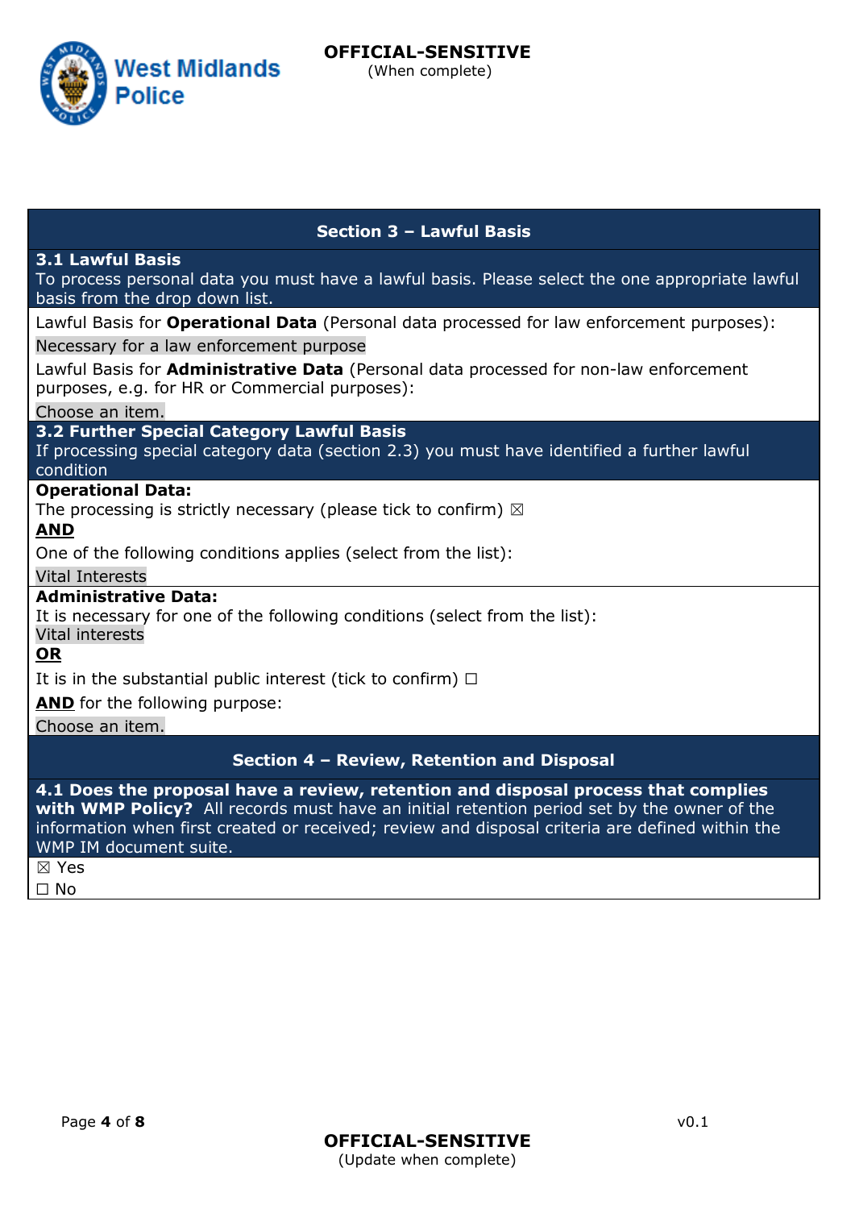## Section 3 – Lawful Basis

**3.1 Lawful Basis**
To process personal data you must have a lawful basis. Please select the one appropriate lawful basis from the drop down list.

Lawful Basis for **Operational Data** (Personal data processed for law enforcement purposes):

Necessary for a law enforcement purpose

Lawful Basis for **Administrative Data** (Personal data processed for non-law enforcement purposes, e.g. for HR or Commercial purposes):

Choose an item.

**3.2 Further Special Category Lawful Basis**
If processing special category data (section 2.3) you must have identified a further lawful condition

**Operational Data:**
The processing is strictly necessary (please tick to confirm) ☒

**AND**

One of the following conditions applies (select from the list):

Vital Interests

**Administrative Data:**
It is necessary for one of the following conditions (select from the list):
Vital interests

**OR**

It is in the substantial public interest (tick to confirm) ☐

**AND** for the following purpose:

Choose an item.

## Section 4 – Review, Retention and Disposal

**4.1 Does the proposal have a review, retention and disposal process that complies with WMP Policy?** All records must have an initial retention period set by the owner of the information when first created or received; review and disposal criteria are defined within the WMP IM document suite.

☒ Yes
☐ No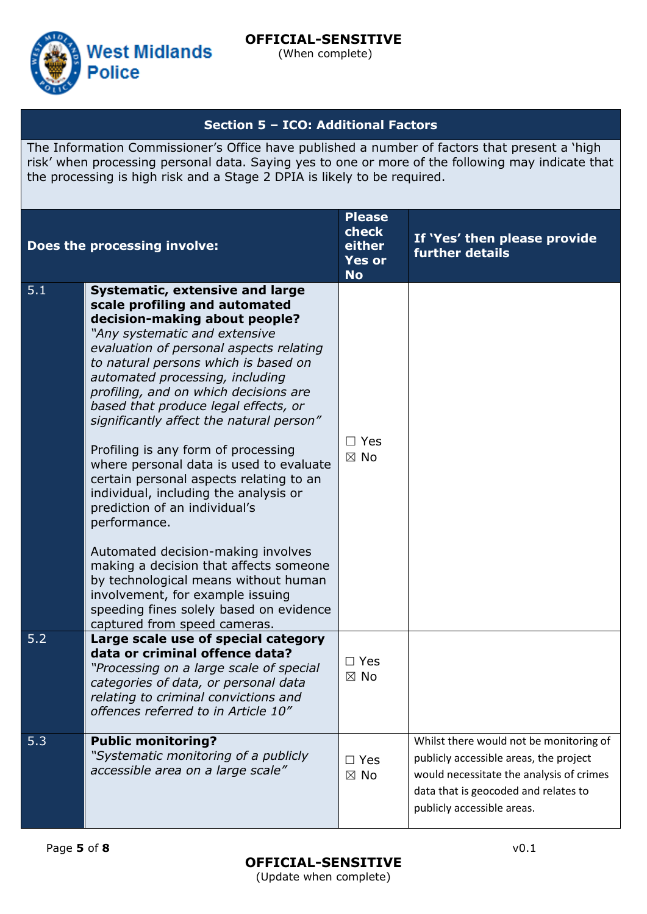**OFFICIAL-SENSITIVE**
(When complete)

## Section 5 – ICO: Additional Factors

The Information Commissioner's Office have published a number of factors that present a 'high risk' when processing personal data. Saying yes to one or more of the following may indicate that the processing is high risk and a Stage 2 DPIA is likely to be required.

| | Does the processing involve: | Please check either Yes or No | If 'Yes' then please provide further details |
|---|---|---|---|
| 5.1 | **Systematic, extensive and large scale profiling and automated decision-making about people?** *"Any systematic and extensive evaluation of personal aspects relating to natural persons which is based on automated processing, including profiling, and on which decisions are based that produce legal effects, or significantly affect the natural person"* <br><br> Profiling is any form of processing where personal data is used to evaluate certain personal aspects relating to an individual, including the analysis or prediction of an individual's performance. <br><br> Automated decision-making involves making a decision that affects someone by technological means without human involvement, for example issuing speeding fines solely based on evidence captured from speed cameras. | ☐ Yes ☒ No | |
| 5.2 | **Large scale use of special category data or criminal offence data?** *"Processing on a large scale of special categories of data, or personal data relating to criminal convictions and offences referred to in Article 10"* | ☐ Yes ☒ No | |
| 5.3 | **Public monitoring?** *"Systematic monitoring of a publicly accessible area on a large scale"* | ☐ Yes ☒ No | Whilst there would not be monitoring of publicly accessible areas, the project would necessitate the analysis of crimes data that is geocoded and relates to publicly accessible areas. |

**OFFICIAL-SENSITIVE**
(Update when complete)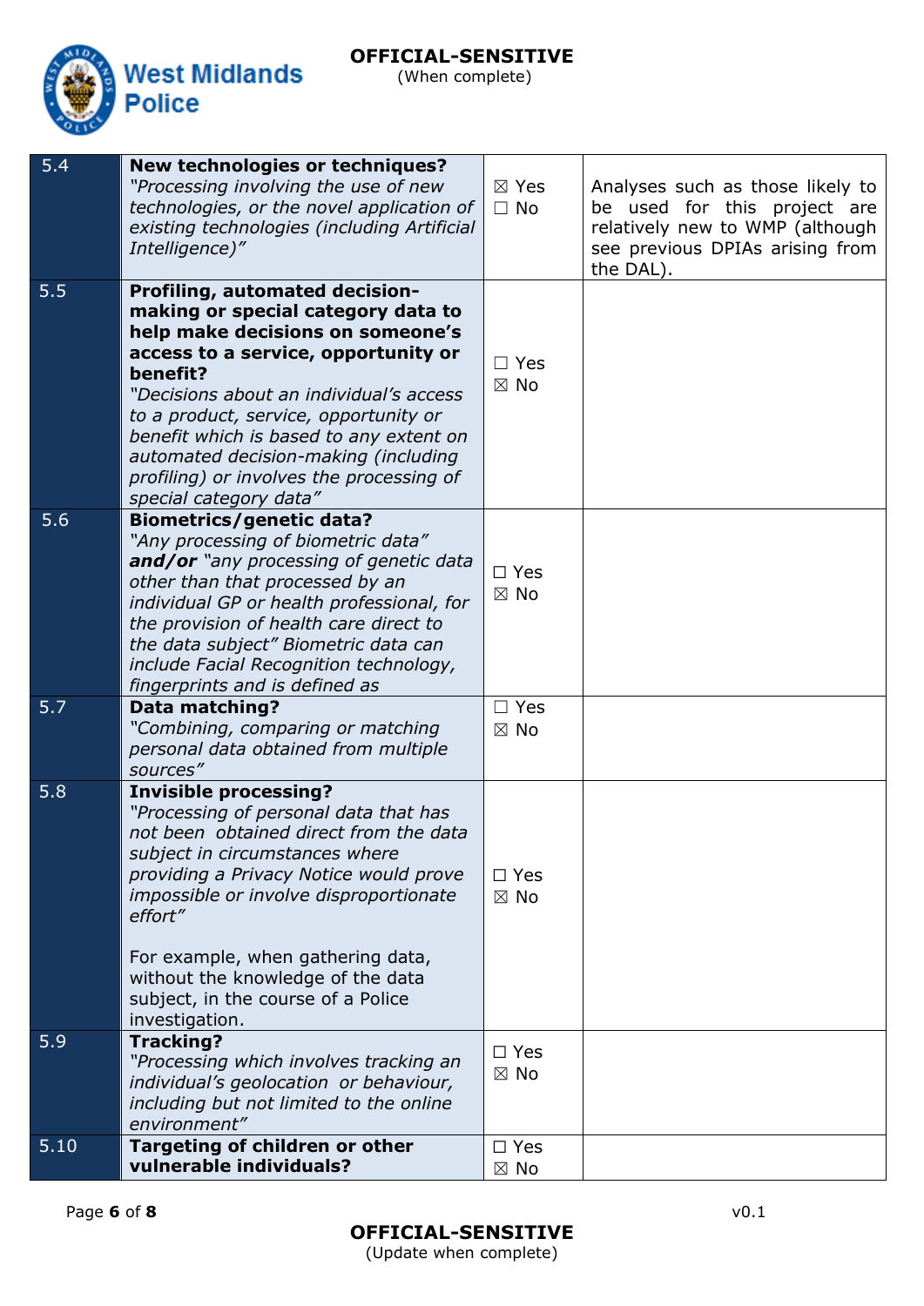| | | | |
|---|---|---|---|
| 5.4 | **New technologies or techniques?** *"Processing involving the use of new technologies, or the novel application of existing technologies (including Artificial Intelligence)"* | ☒ Yes ☐ No | Analyses such as those likely to be used for this project are relatively new to WMP (although see previous DPIAs arising from the DAL). |
| 5.5 | **Profiling, automated decision-making or special category data to help make decisions on someone's access to a service, opportunity or benefit?** *"Decisions about an individual's access to a product, service, opportunity or benefit which is based to any extent on automated decision-making (including profiling) or involves the processing of special category data"* | ☐ Yes ☒ No | |
| 5.6 | **Biometrics/genetic data?** *"Any processing of biometric data"* ***and/or*** *"any processing of genetic data other than that processed by an individual GP or health professional, for the provision of health care direct to the data subject" Biometric data can include Facial Recognition technology, fingerprints and is defined as* | ☐ Yes ☒ No | |
| 5.7 | **Data matching?** *"Combining, comparing or matching personal data obtained from multiple sources"* | ☐ Yes ☒ No | |
| 5.8 | **Invisible processing?** *"Processing of personal data that has not been obtained direct from the data subject in circumstances where providing a Privacy Notice would prove impossible or involve disproportionate effort"*<br><br>For example, when gathering data, without the knowledge of the data subject, in the course of a Police investigation. | ☐ Yes ☒ No | |
| 5.9 | **Tracking?** *"Processing which involves tracking an individual's geolocation or behaviour, including but not limited to the online environment"* | ☐ Yes ☒ No | |
| 5.10 | **Targeting of children or other vulnerable individuals?** | ☐ Yes ☒ No | |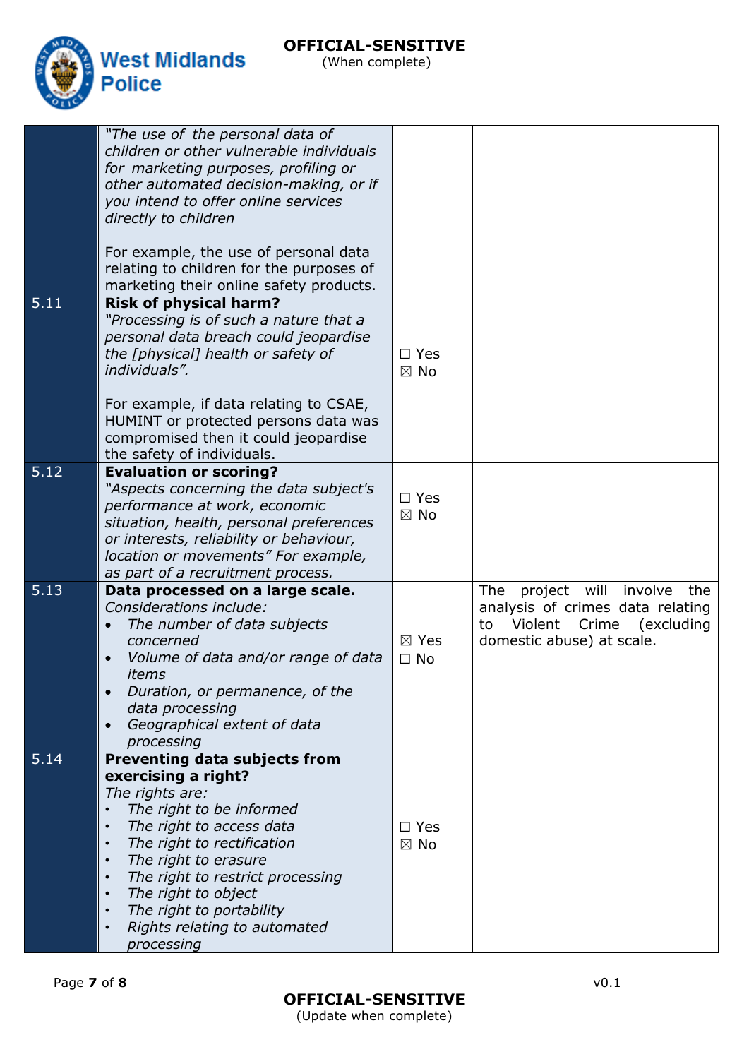| | | | |
|---|---|---|---|
| | *"The use of the personal data of children or other vulnerable individuals for marketing purposes, profiling or other automated decision-making, or if you intend to offer online services directly to children*<br><br>For example, the use of personal data relating to children for the purposes of marketing their online safety products. | | |
| 5.11 | **Risk of physical harm?**<br>*"Processing is of such a nature that a personal data breach could jeopardise the [physical] health or safety of individuals".*<br><br>For example, if data relating to CSAE, HUMINT or protected persons data was compromised then it could jeopardise the safety of individuals. | ☐ Yes<br>☒ No | |
| 5.12 | **Evaluation or scoring?**<br>*"Aspects concerning the data subject's performance at work, economic situation, health, personal preferences or interests, reliability or behaviour, location or movements" For example, as part of a recruitment process.* | ☐ Yes<br>☒ No | |
| 5.13 | **Data processed on a large scale.**<br>*Considerations include:*<br>• *The number of data subjects concerned*<br>• *Volume of data and/or range of data items*<br>• *Duration, or permanence, of the data processing*<br>• *Geographical extent of data processing* | ☒ Yes<br>☐ No | The project will involve the analysis of crimes data relating to Violent Crime (excluding domestic abuse) at scale. |
| 5.14 | **Preventing data subjects from exercising a right?**<br>*The rights are:*<br>• *The right to be informed*<br>• *The right to access data*<br>• *The right to rectification*<br>• *The right to erasure*<br>• *The right to restrict processing*<br>• *The right to object*<br>• *The right to portability*<br>• *Rights relating to automated processing* | ☐ Yes<br>☒ No | |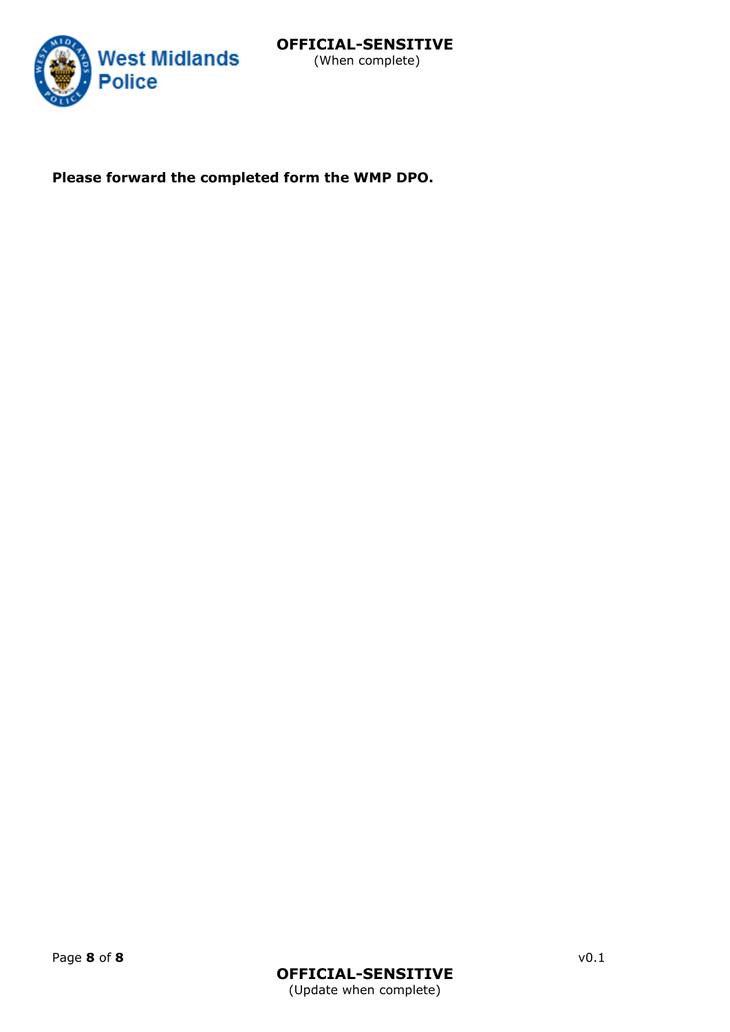**Please forward the completed form the WMP DPO.**